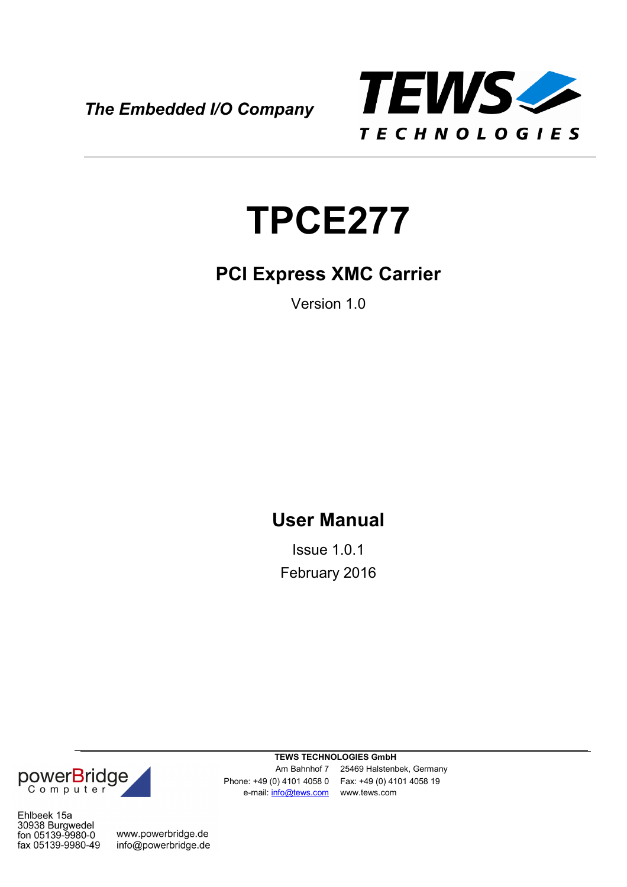*The Embedded I/O Company*

TEWS TECHNOLOGIES

# TPCE277

## PCI Express XMC Carrier

Version 1.0

## User Manual

Issue 1.0.1

February 2016

**TEWS TECHNOLOGIES GmbH**

Am Bahnhof 7 25469 Halstenbek, Germany

Phone: +49 (0) 4101 4058 0 Fax: +49 (0) 4101 4058 19

e-mail: info@tews.com www.tews.com

powerBridge Computer

Ehlbeek 15a
30938 Burgwedel
fon 05139-9980-0
fax 05139-9980-49

www.powerbridge.de
info@powerbridge.de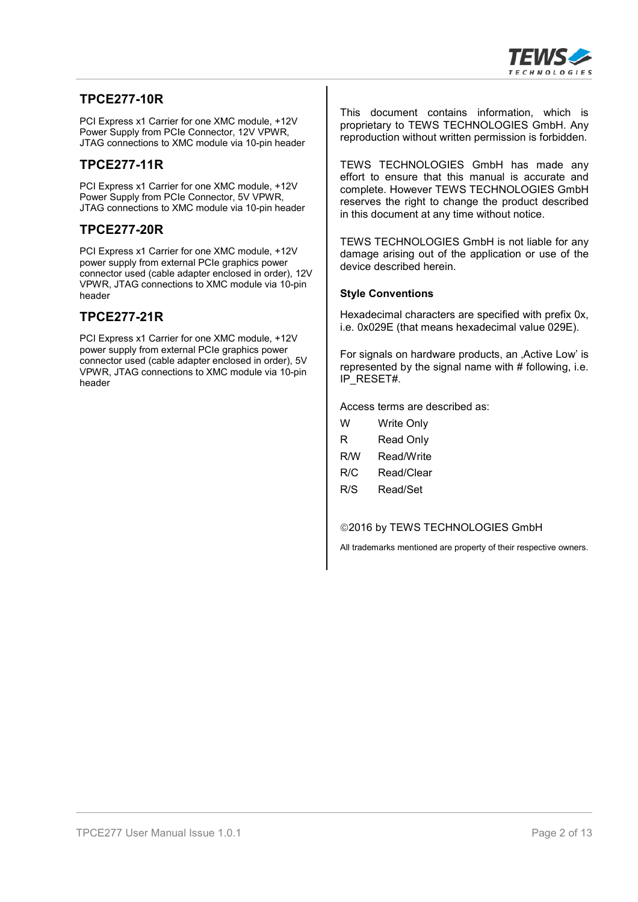## TPCE277-10R

PCI Express x1 Carrier for one XMC module, +12V Power Supply from PCIe Connector, 12V VPWR, JTAG connections to XMC module via 10-pin header

## TPCE277-11R

PCI Express x1 Carrier for one XMC module, +12V Power Supply from PCIe Connector, 5V VPWR, JTAG connections to XMC module via 10-pin header

## TPCE277-20R

PCI Express x1 Carrier for one XMC module, +12V power supply from external PCIe graphics power connector used (cable adapter enclosed in order), 12V VPWR, JTAG connections to XMC module via 10-pin header

## TPCE277-21R

PCI Express x1 Carrier for one XMC module, +12V power supply from external PCIe graphics power connector used (cable adapter enclosed in order), 5V VPWR, JTAG connections to XMC module via 10-pin header

This document contains information, which is proprietary to TEWS TECHNOLOGIES GmbH. Any reproduction without written permission is forbidden.

TEWS TECHNOLOGIES GmbH has made any effort to ensure that this manual is accurate and complete. However TEWS TECHNOLOGIES GmbH reserves the right to change the product described in this document at any time without notice.

TEWS TECHNOLOGIES GmbH is not liable for any damage arising out of the application or use of the device described herein.

**Style Conventions**

Hexadecimal characters are specified with prefix 0x, i.e. 0x029E (that means hexadecimal value 029E).

For signals on hardware products, an ‚Active Low' is represented by the signal name with # following, i.e. IP_RESET#.

Access terms are described as:

| | |
|---|---|
| W | Write Only |
| R | Read Only |
| R/W | Read/Write |
| R/C | Read/Clear |
| R/S | Read/Set |

©2016 by TEWS TECHNOLOGIES GmbH

All trademarks mentioned are property of their respective owners.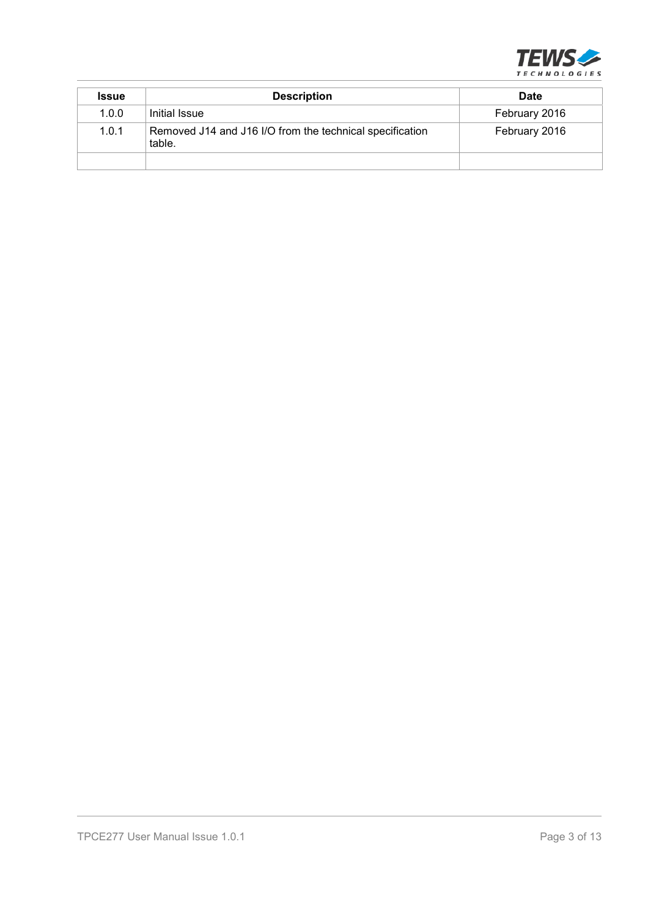| Issue | Description | Date |
|---|---|---|
| 1.0.0 | Initial Issue | February 2016 |
| 1.0.1 | Removed J14 and J16 I/O from the technical specification table. | February 2016 |
| | | |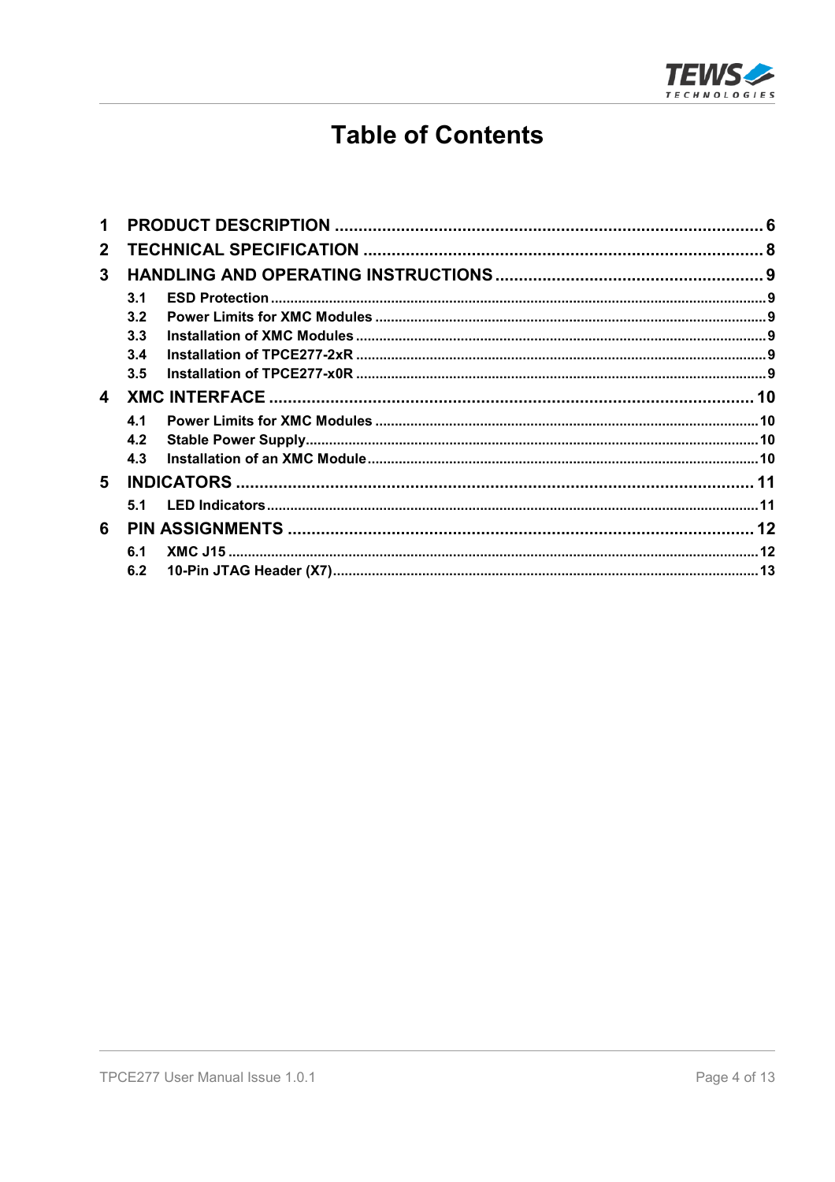# Table of Contents

1 PRODUCT DESCRIPTION ..... 6

2 TECHNICAL SPECIFICATION ..... 8

3 HANDLING AND OPERATING INSTRUCTIONS ..... 9

- 3.1 ESD Protection ..... 9
- 3.2 Power Limits for XMC Modules ..... 9
- 3.3 Installation of XMC Modules ..... 9
- 3.4 Installation of TPCE277-2xR ..... 9
- 3.5 Installation of TPCE277-x0R ..... 9

4 XMC INTERFACE ..... 10

- 4.1 Power Limits for XMC Modules ..... 10
- 4.2 Stable Power Supply ..... 10
- 4.3 Installation of an XMC Module ..... 10

5 INDICATORS ..... 11

- 5.1 LED Indicators ..... 11

6 PIN ASSIGNMENTS ..... 12

- 6.1 XMC J15 ..... 12
- 6.2 10-Pin JTAG Header (X7) ..... 13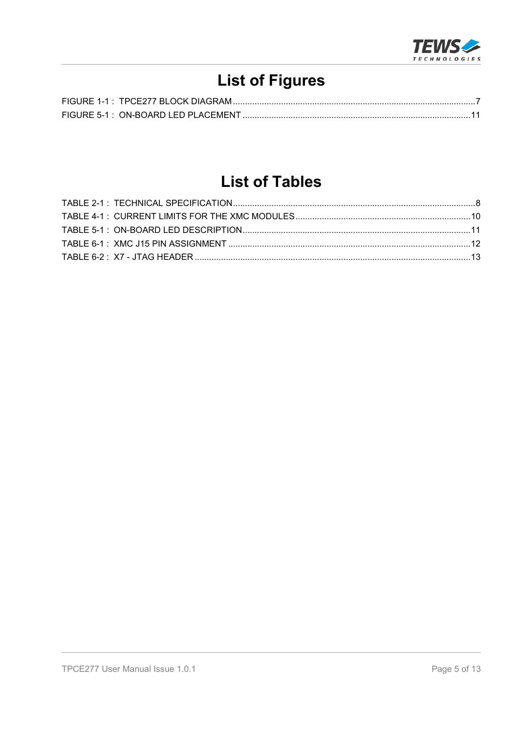# List of Figures

FIGURE 1-1 : TPCE277 BLOCK DIAGRAM ....................................................................................................7
FIGURE 5-1 : ON-BOARD LED PLACEMENT ..............................................................................................11

# List of Tables

TABLE 2-1 : TECHNICAL SPECIFICATION....................................................................................................8
TABLE 4-1 : CURRENT LIMITS FOR THE XMC MODULES........................................................................10
TABLE 5-1 : ON-BOARD LED DESCRIPTION..............................................................................................11
TABLE 6-1 : XMC J15 PIN ASSIGNMENT ....................................................................................................12
TABLE 6-2 : X7 - JTAG HEADER ..................................................................................................................13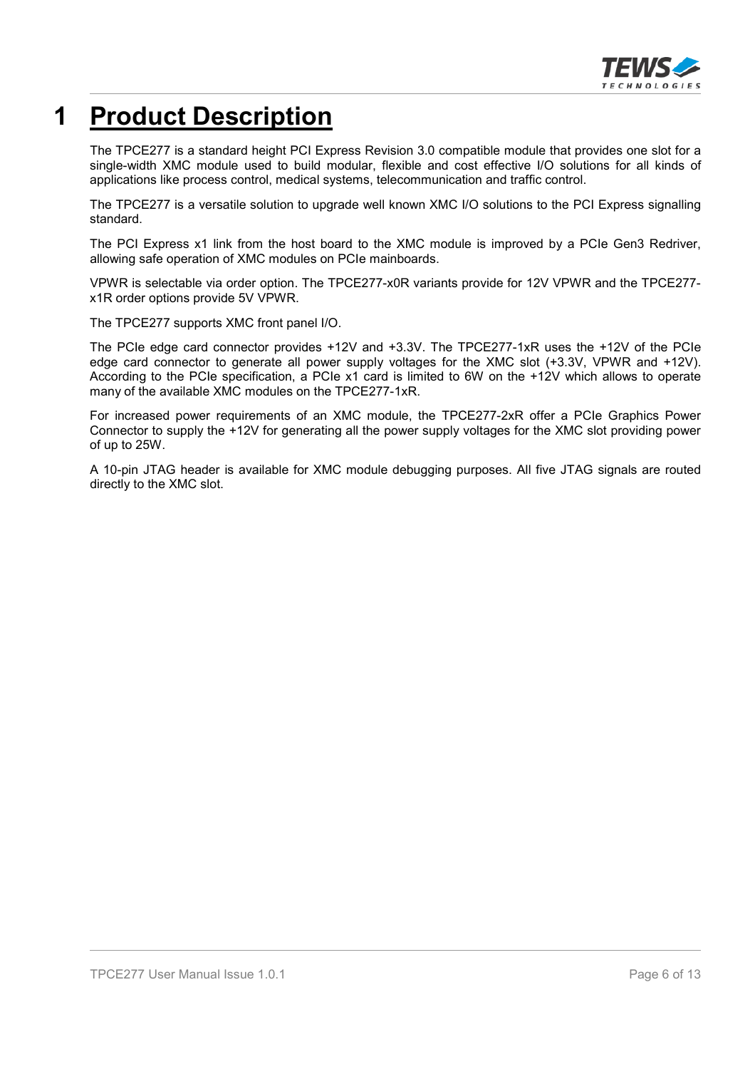# 1 Product Description

The TPCE277 is a standard height PCI Express Revision 3.0 compatible module that provides one slot for a single-width XMC module used to build modular, flexible and cost effective I/O solutions for all kinds of applications like process control, medical systems, telecommunication and traffic control.

The TPCE277 is a versatile solution to upgrade well known XMC I/O solutions to the PCI Express signalling standard.

The PCI Express x1 link from the host board to the XMC module is improved by a PCIe Gen3 Redriver, allowing safe operation of XMC modules on PCIe mainboards.

VPWR is selectable via order option. The TPCE277-x0R variants provide for 12V VPWR and the TPCE277-x1R order options provide 5V VPWR.

The TPCE277 supports XMC front panel I/O.

The PCIe edge card connector provides +12V and +3.3V. The TPCE277-1xR uses the +12V of the PCIe edge card connector to generate all power supply voltages for the XMC slot (+3.3V, VPWR and +12V). According to the PCIe specification, a PCIe x1 card is limited to 6W on the +12V which allows to operate many of the available XMC modules on the TPCE277-1xR.

For increased power requirements of an XMC module, the TPCE277-2xR offer a PCIe Graphics Power Connector to supply the +12V for generating all the power supply voltages for the XMC slot providing power of up to 25W.

A 10-pin JTAG header is available for XMC module debugging purposes. All five JTAG signals are routed directly to the XMC slot.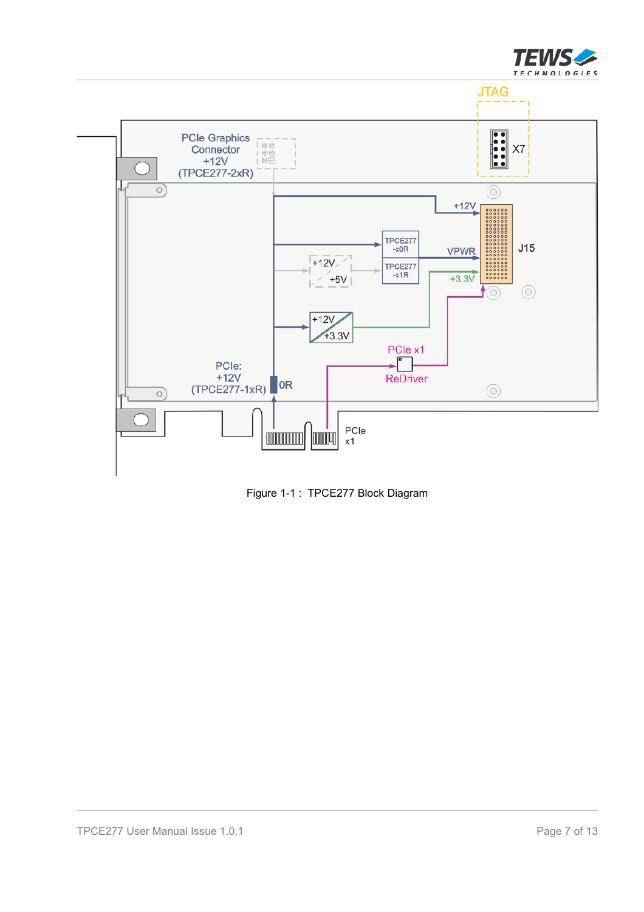Figure 1-1 : TPCE277 Block Diagram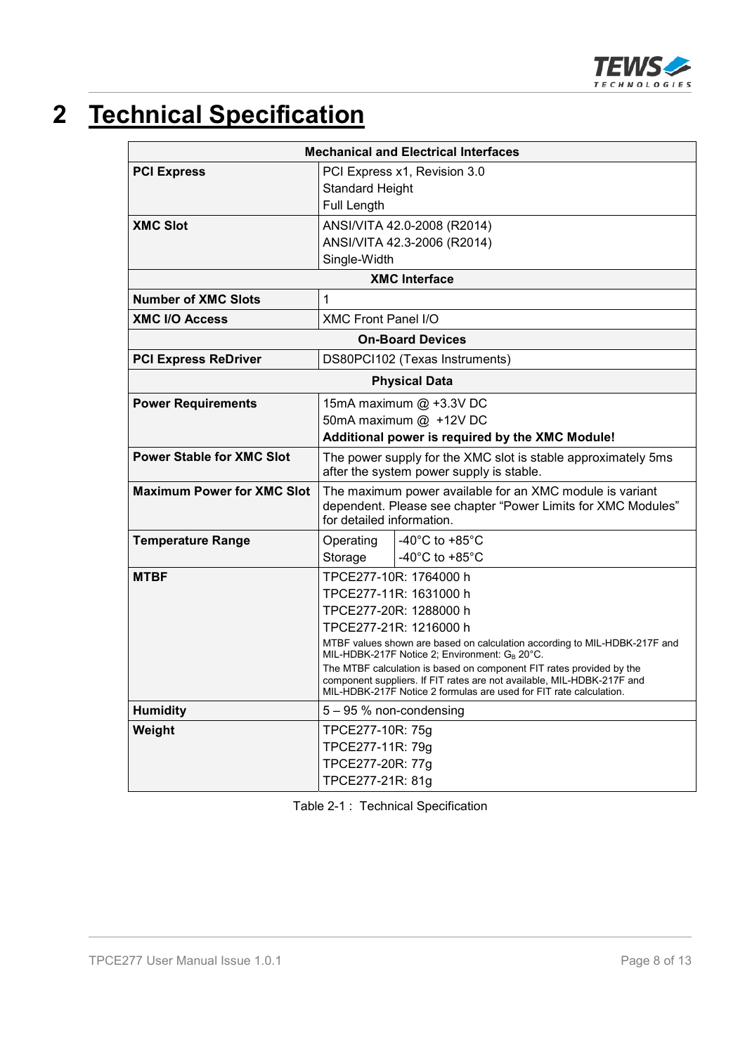# 2 Technical Specification

| Mechanical and Electrical Interfaces | |
|---|---|
| **PCI Express** | PCI Express x1, Revision 3.0<br>Standard Height<br>Full Length |
| **XMC Slot** | ANSI/VITA 42.0-2008 (R2014)<br>ANSI/VITA 42.3-2006 (R2014)<br>Single-Width |
| **XMC Interface** | |
| **Number of XMC Slots** | 1 |
| **XMC I/O Access** | XMC Front Panel I/O |
| **On-Board Devices** | |
| **PCI Express ReDriver** | DS80PCI102 (Texas Instruments) |
| **Physical Data** | |
| **Power Requirements** | 15mA maximum @ +3.3V DC<br>50mA maximum @ +12V DC<br>**Additional power is required by the XMC Module!** |
| **Power Stable for XMC Slot** | The power supply for the XMC slot is stable approximately 5ms after the system power supply is stable. |
| **Maximum Power for XMC Slot** | The maximum power available for an XMC module is variant dependent. Please see chapter "Power Limits for XMC Modules" for detailed information. |
| **Temperature Range** | Operating: -40°C to +85°C<br>Storage: -40°C to +85°C |
| **MTBF** | TPCE277-10R: 1764000 h<br>TPCE277-11R: 1631000 h<br>TPCE277-20R: 1288000 h<br>TPCE277-21R: 1216000 h<br>MTBF values shown are based on calculation according to MIL-HDBK-217F and MIL-HDBK-217F Notice 2; Environment: $G_B$ 20°C.<br>The MTBF calculation is based on component FIT rates provided by the component suppliers. If FIT rates are not available, MIL-HDBK-217F and MIL-HDBK-217F Notice 2 formulas are used for FIT rate calculation. |
| **Humidity** | 5 – 95 % non-condensing |
| **Weight** | TPCE277-10R: 75g<br>TPCE277-11R: 79g<br>TPCE277-20R: 77g<br>TPCE277-21R: 81g |

Table 2-1 : Technical Specification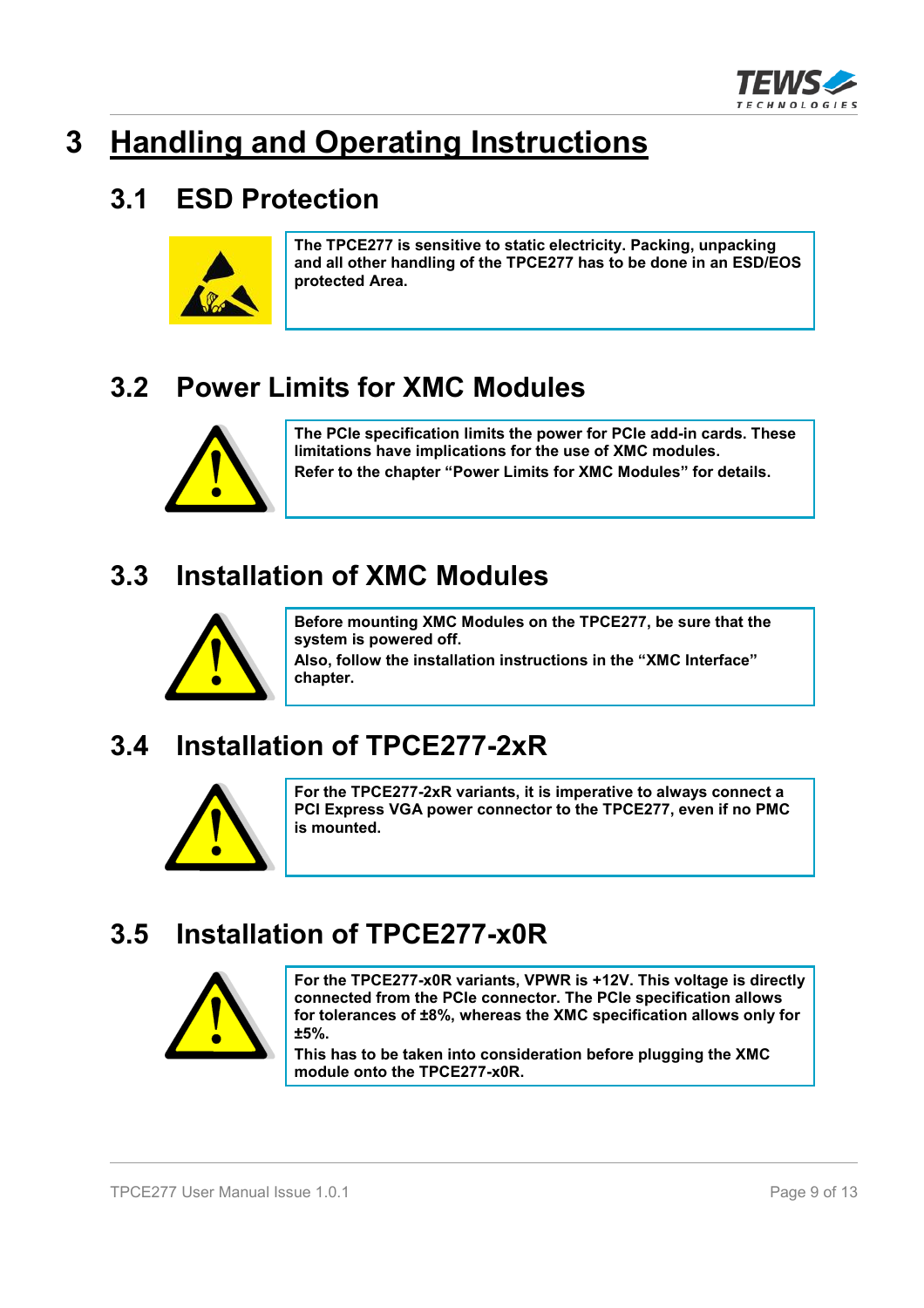# 3 Handling and Operating Instructions

## 3.1 ESD Protection

**The TPCE277 is sensitive to static electricity. Packing, unpacking and all other handling of the TPCE277 has to be done in an ESD/EOS protected Area.**

## 3.2 Power Limits for XMC Modules

**The PCIe specification limits the power for PCIe add-in cards. These limitations have implications for the use of XMC modules.**

**Refer to the chapter “Power Limits for XMC Modules” for details.**

## 3.3 Installation of XMC Modules

**Before mounting XMC Modules on the TPCE277, be sure that the system is powered off.**

**Also, follow the installation instructions in the “XMC Interface” chapter.**

## 3.4 Installation of TPCE277-2xR

**For the TPCE277-2xR variants, it is imperative to always connect a PCI Express VGA power connector to the TPCE277, even if no PMC is mounted.**

## 3.5 Installation of TPCE277-x0R

**For the TPCE277-x0R variants, VPWR is +12V. This voltage is directly connected from the PCIe connector. The PCIe specification allows for tolerances of ±8%, whereas the XMC specification allows only for ±5%.**

**This has to be taken into consideration before plugging the XMC module onto the TPCE277-x0R.**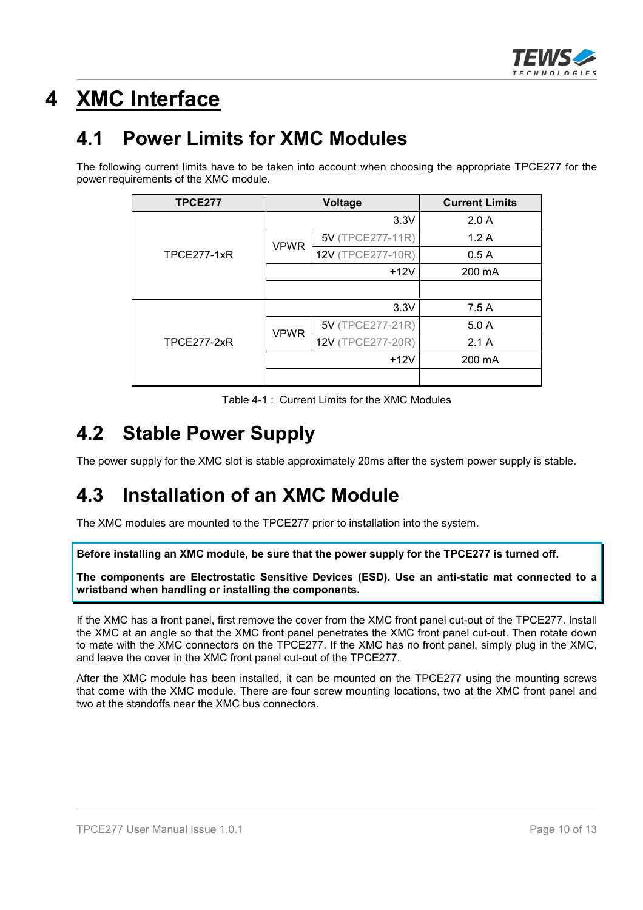# 4 XMC Interface

## 4.1 Power Limits for XMC Modules

The following current limits have to be taken into account when choosing the appropriate TPCE277 for the power requirements of the XMC module.

| TPCE277 | Voltage | | Current Limits |
|---|---|---|---|
| TPCE277-1xR | | 3.3V | 2.0 A |
| | VPWR | 5V (TPCE277-11R) | 1.2 A |
| | | 12V (TPCE277-10R) | 0.5 A |
| | | +12V | 200 mA |
| | | | |
| TPCE277-2xR | | 3.3V | 7.5 A |
| | VPWR | 5V (TPCE277-21R) | 5.0 A |
| | | 12V (TPCE277-20R) | 2.1 A |
| | | +12V | 200 mA |
| | | | |

Table 4-1 : Current Limits for the XMC Modules

## 4.2 Stable Power Supply

The power supply for the XMC slot is stable approximately 20ms after the system power supply is stable.

## 4.3 Installation of an XMC Module

The XMC modules are mounted to the TPCE277 prior to installation into the system.

**Before installing an XMC module, be sure that the power supply for the TPCE277 is turned off.**

**The components are Electrostatic Sensitive Devices (ESD). Use an anti-static mat connected to a wristband when handling or installing the components.**

If the XMC has a front panel, first remove the cover from the XMC front panel cut-out of the TPCE277. Install the XMC at an angle so that the XMC front panel penetrates the XMC front panel cut-out. Then rotate down to mate with the XMC connectors on the TPCE277. If the XMC has no front panel, simply plug in the XMC, and leave the cover in the XMC front panel cut-out of the TPCE277.

After the XMC module has been installed, it can be mounted on the TPCE277 using the mounting screws that come with the XMC module. There are four screw mounting locations, two at the XMC front panel and two at the standoffs near the XMC bus connectors.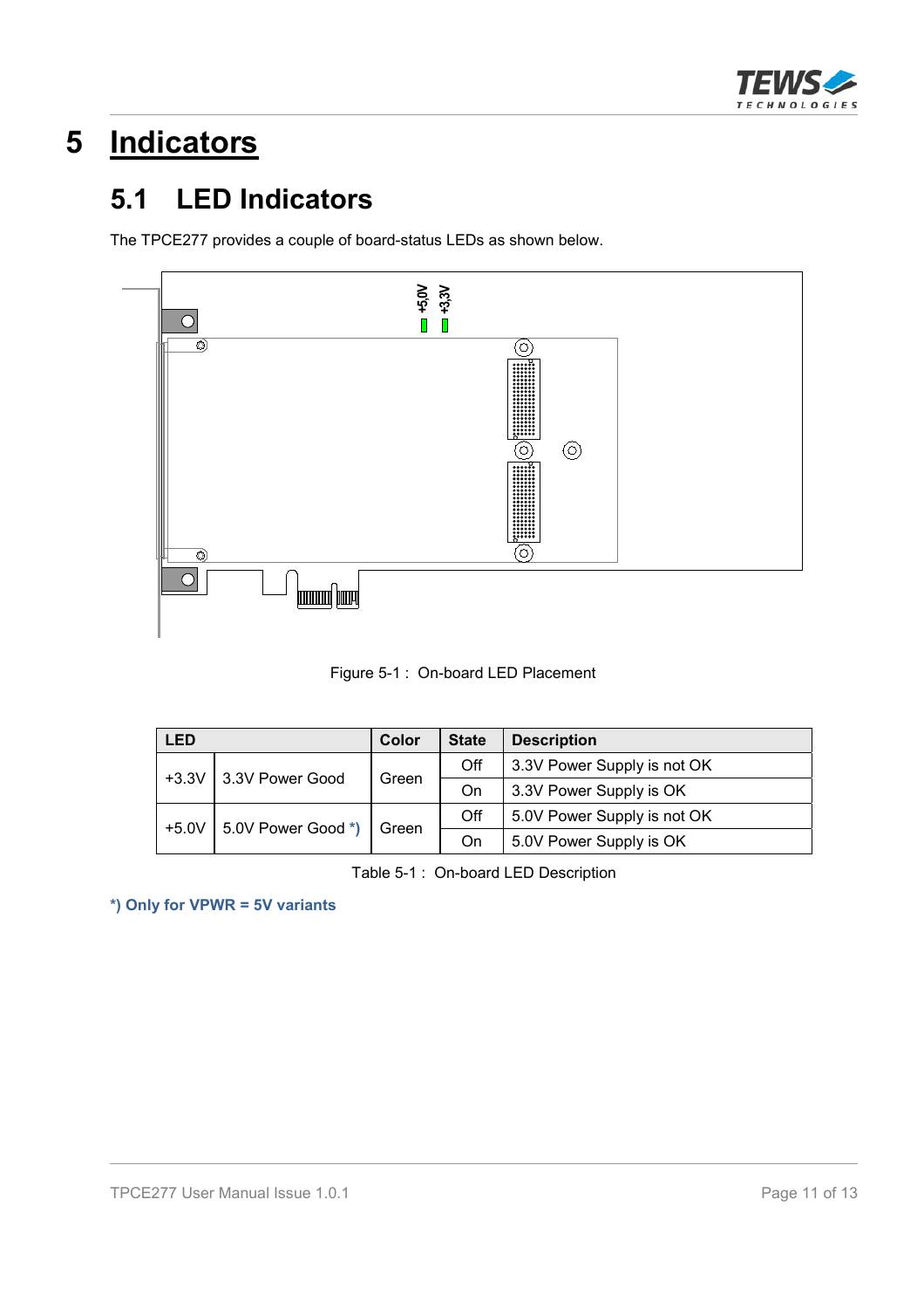# 5 Indicators

## 5.1 LED Indicators

The TPCE277 provides a couple of board-status LEDs as shown below.

Figure 5-1 : On-board LED Placement

| LED | | Color | State | Description |
|---|---|---|---|---|
| +3.3V | 3.3V Power Good | Green | Off | 3.3V Power Supply is not OK |
| | | | On | 3.3V Power Supply is OK |
| +5.0V | 5.0V Power Good *) | Green | Off | 5.0V Power Supply is not OK |
| | | | On | 5.0V Power Supply is OK |

Table 5-1 : On-board LED Description

**\*) Only for VPWR = 5V variants**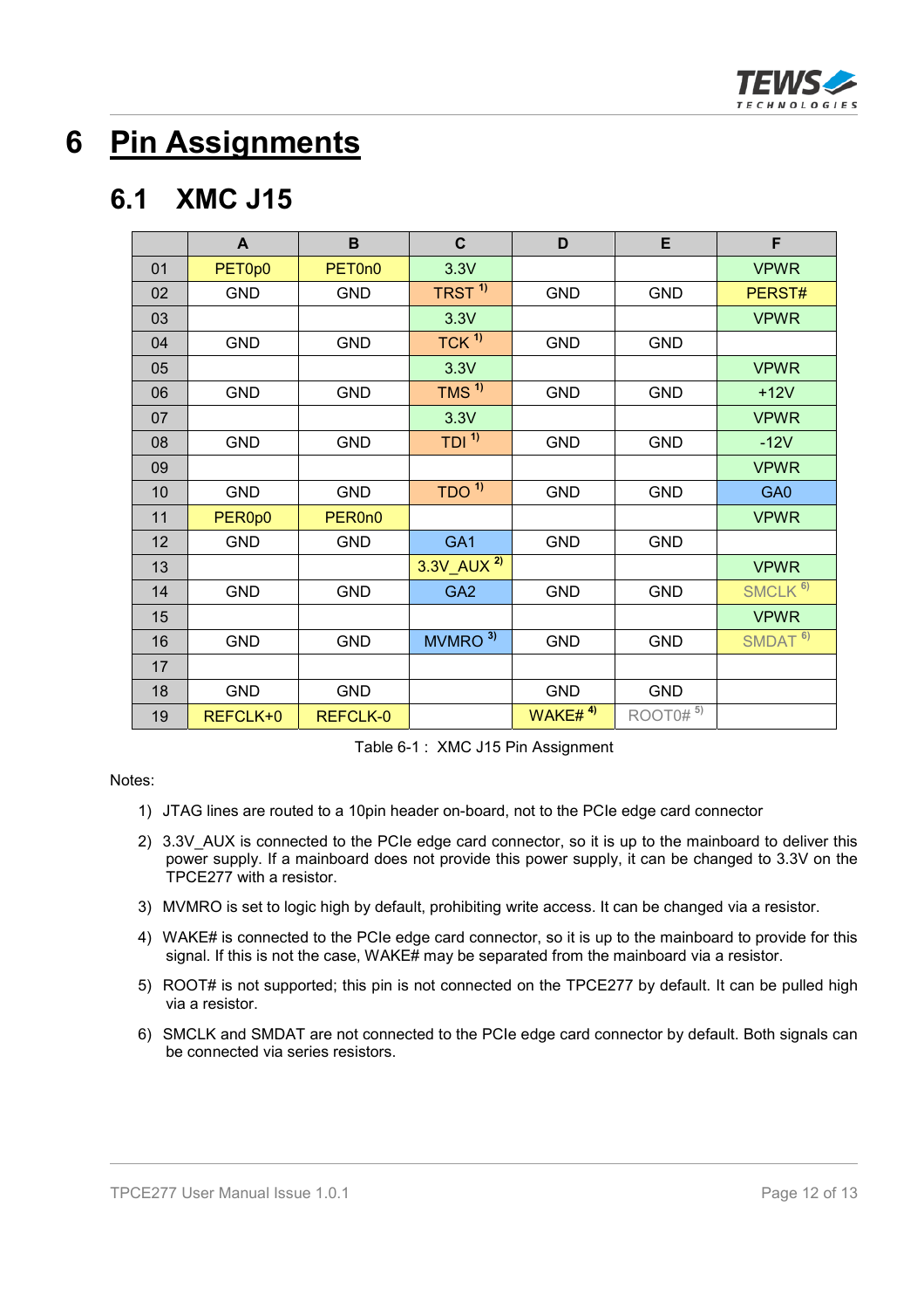# 6 Pin Assignments

## 6.1 XMC J15

| | A | B | C | D | E | F |
|---|---|---|---|---|---|---|
| 01 | PET0p0 | PET0n0 | 3.3V | | | VPWR |
| 02 | GND | GND | TRST [1] | GND | GND | PERST# |
| 03 | | | 3.3V | | | VPWR |
| 04 | GND | GND | TCK [1] | GND | GND | |
| 05 | | | 3.3V | | | VPWR |
| 06 | GND | GND | TMS [1] | GND | GND | +12V |
| 07 | | | 3.3V | | | VPWR |
| 08 | GND | GND | TDI [1] | GND | GND | -12V |
| 09 | | | | | | VPWR |
| 10 | GND | GND | TDO [1] | GND | GND | GA0 |
| 11 | PER0p0 | PER0n0 | | | | VPWR |
| 12 | GND | GND | GA1 | GND | GND | |
| 13 | | | 3.3V_AUX [2] | | | VPWR |
| 14 | GND | GND | GA2 | GND | GND | SMCLK [6] |
| 15 | | | | | | VPWR |
| 16 | GND | GND | MVMRO [3] | GND | GND | SMDAT [6] |
| 17 | | | | | | |
| 18 | GND | GND | | GND | GND | |
| 19 | REFCLK+0 | REFCLK-0 | | WAKE# [4] | ROOT0# [5] | |

Table 6-1 : XMC J15 Pin Assignment

Notes:

1) JTAG lines are routed to a 10pin header on-board, not to the PCIe edge card connector
2) 3.3V_AUX is connected to the PCIe edge card connector, so it is up to the mainboard to deliver this power supply. If a mainboard does not provide this power supply, it can be changed to 3.3V on the TPCE277 with a resistor.
3) MVMRO is set to logic high by default, prohibiting write access. It can be changed via a resistor.
4) WAKE# is connected to the PCIe edge card connector, so it is up to the mainboard to provide for this signal. If this is not the case, WAKE# may be separated from the mainboard via a resistor.
5) ROOT# is not supported; this pin is not connected on the TPCE277 by default. It can be pulled high via a resistor.
6) SMCLK and SMDAT are not connected to the PCIe edge card connector by default. Both signals can be connected via series resistors.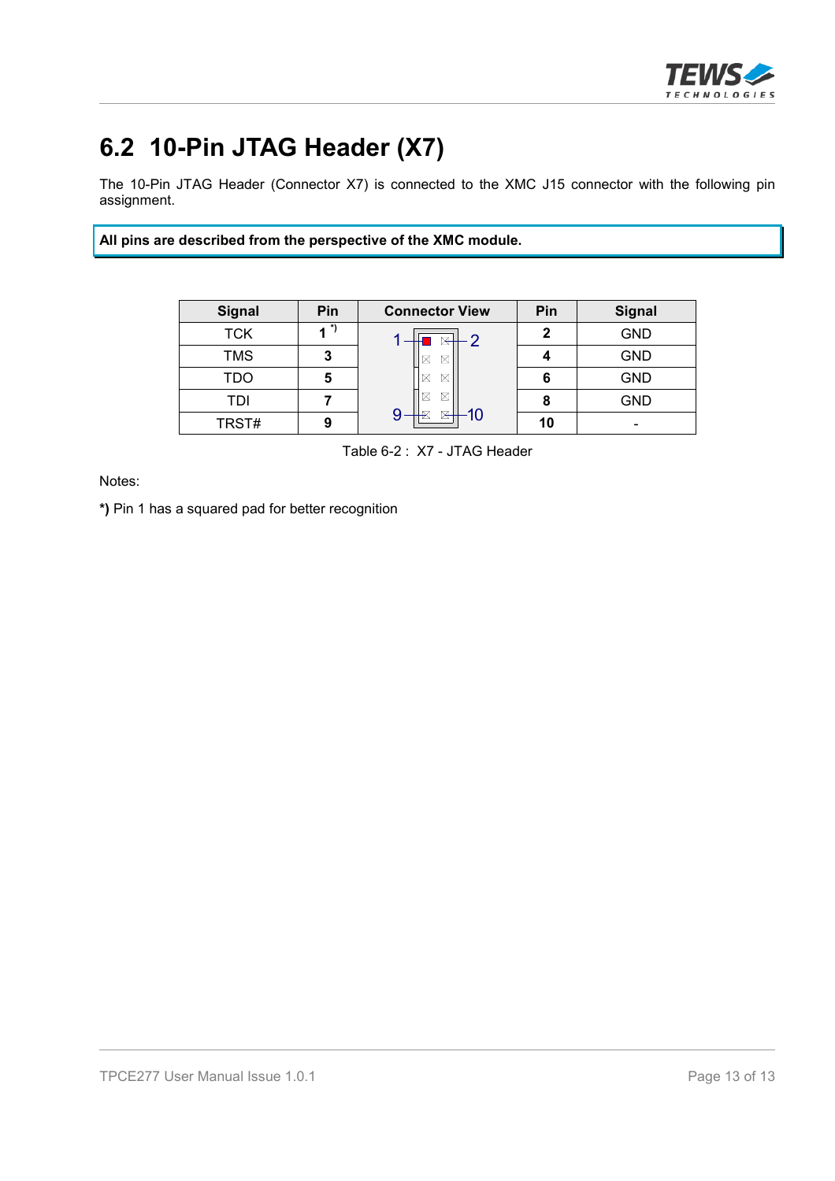## 6.2 10-Pin JTAG Header (X7)

The 10-Pin JTAG Header (Connector X7) is connected to the XMC J15 connector with the following pin assignment.

**All pins are described from the perspective of the XMC module.**

| Signal | Pin | Connector View | Pin | Signal |
|---|---|---|---|---|
| TCK | **1** *) | 1 — 2 | **2** | GND |
| TMS | **3** | | **4** | GND |
| TDO | **5** | | **6** | GND |
| TDI | **7** | | **8** | GND |
| TRST# | **9** | 9 — 10 | **10** | - |

Table 6-2 : X7 - JTAG Header

Notes:

**\*)** Pin 1 has a squared pad for better recognition